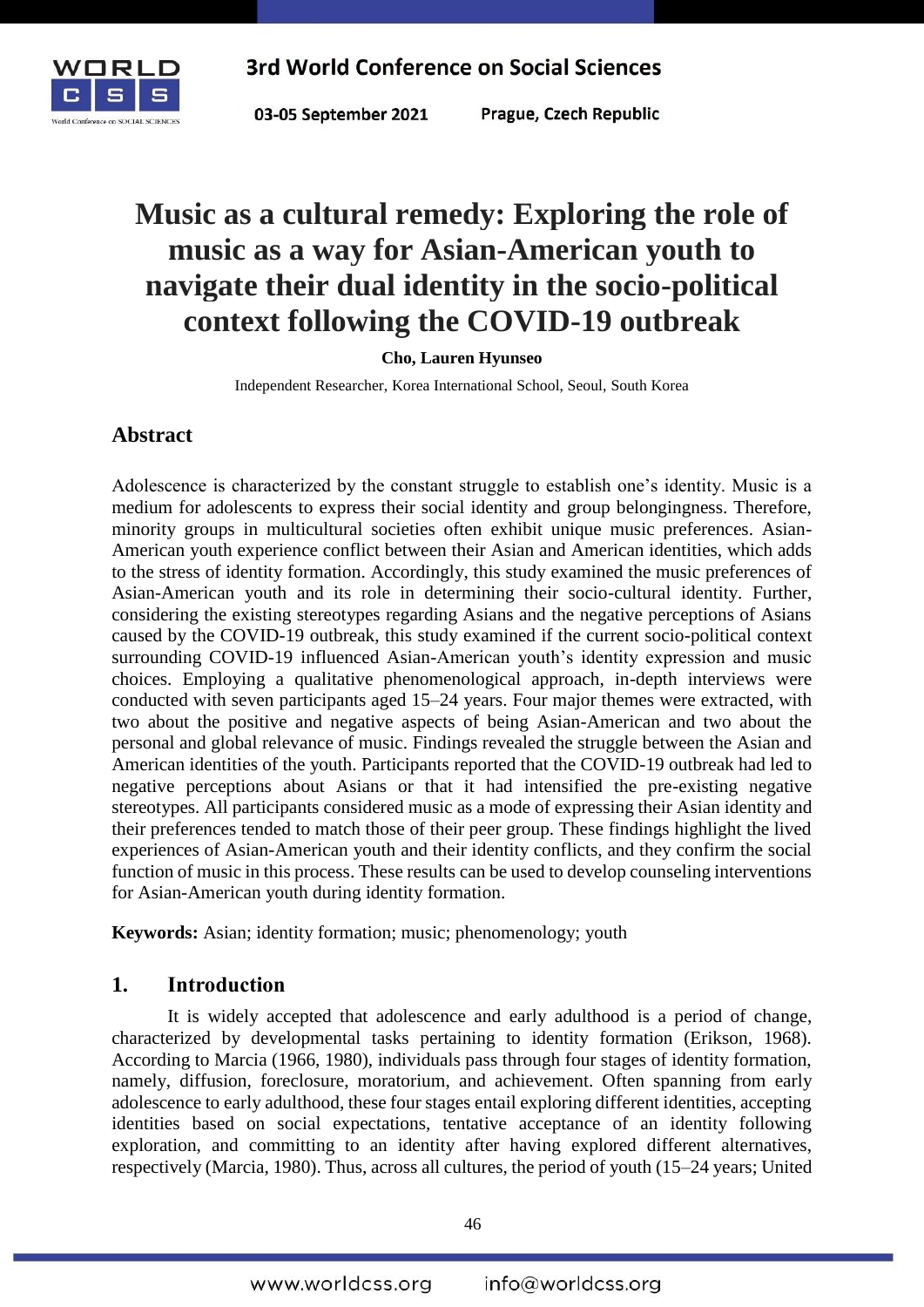# Music as a cultural remedy: Exploring the role of music as a way for Asian-American youth to navigate their dual identity in the socio-political context following the COVID-19 outbreak

**Cho, Lauren Hyunseo**

Independent Researcher, Korea International School, Seoul, South Korea

## Abstract

Adolescence is characterized by the constant struggle to establish one's identity. Music is a medium for adolescents to express their social identity and group belongingness. Therefore, minority groups in multicultural societies often exhibit unique music preferences. Asian-American youth experience conflict between their Asian and American identities, which adds to the stress of identity formation. Accordingly, this study examined the music preferences of Asian-American youth and its role in determining their socio-cultural identity. Further, considering the existing stereotypes regarding Asians and the negative perceptions of Asians caused by the COVID-19 outbreak, this study examined if the current socio-political context surrounding COVID-19 influenced Asian-American youth's identity expression and music choices. Employing a qualitative phenomenological approach, in-depth interviews were conducted with seven participants aged 15–24 years. Four major themes were extracted, with two about the positive and negative aspects of being Asian-American and two about the personal and global relevance of music. Findings revealed the struggle between the Asian and American identities of the youth. Participants reported that the COVID-19 outbreak had led to negative perceptions about Asians or that it had intensified the pre-existing negative stereotypes. All participants considered music as a mode of expressing their Asian identity and their preferences tended to match those of their peer group. These findings highlight the lived experiences of Asian-American youth and their identity conflicts, and they confirm the social function of music in this process. These results can be used to develop counseling interventions for Asian-American youth during identity formation.

**Keywords:** Asian; identity formation; music; phenomenology; youth

## 1. Introduction

It is widely accepted that adolescence and early adulthood is a period of change, characterized by developmental tasks pertaining to identity formation (Erikson, 1968). According to Marcia (1966, 1980), individuals pass through four stages of identity formation, namely, diffusion, foreclosure, moratorium, and achievement. Often spanning from early adolescence to early adulthood, these four stages entail exploring different identities, accepting identities based on social expectations, tentative acceptance of an identity following exploration, and committing to an identity after having explored different alternatives, respectively (Marcia, 1980). Thus, across all cultures, the period of youth (15–24 years; United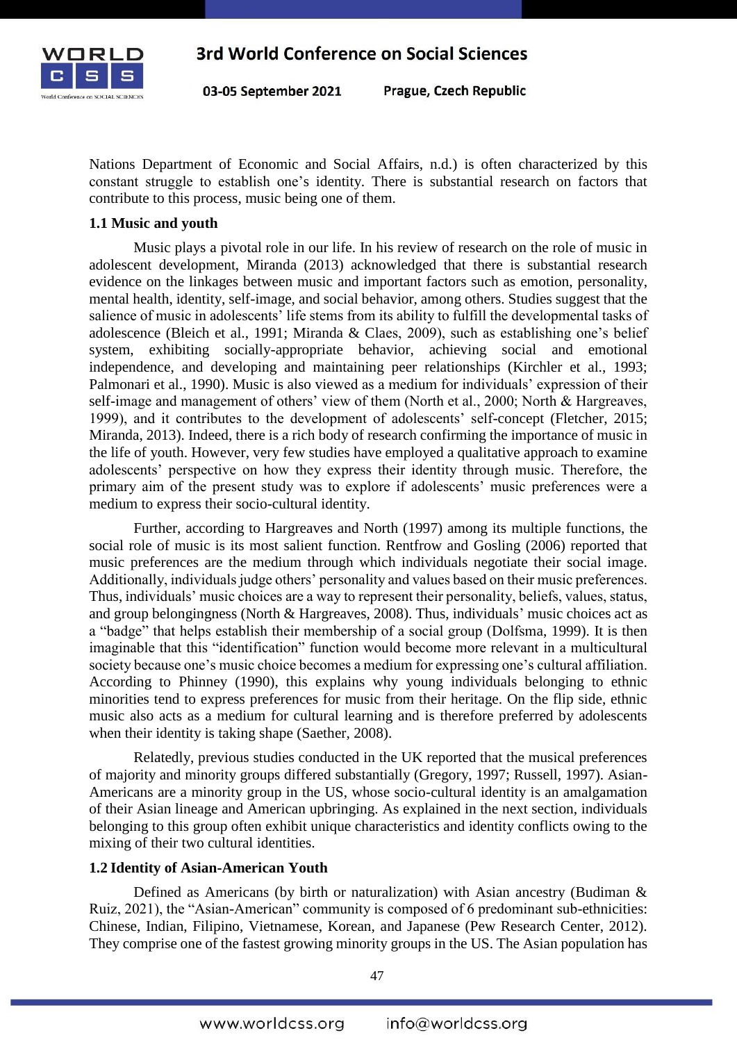Nations Department of Economic and Social Affairs, n.d.) is often characterized by this constant struggle to establish one's identity. There is substantial research on factors that contribute to this process, music being one of them.

### 1.1 Music and youth

Music plays a pivotal role in our life. In his review of research on the role of music in adolescent development, Miranda (2013) acknowledged that there is substantial research evidence on the linkages between music and important factors such as emotion, personality, mental health, identity, self-image, and social behavior, among others. Studies suggest that the salience of music in adolescents' life stems from its ability to fulfill the developmental tasks of adolescence (Bleich et al., 1991; Miranda & Claes, 2009), such as establishing one's belief system, exhibiting socially-appropriate behavior, achieving social and emotional independence, and developing and maintaining peer relationships (Kirchler et al., 1993; Palmonari et al., 1990). Music is also viewed as a medium for individuals' expression of their self-image and management of others' view of them (North et al., 2000; North & Hargreaves, 1999), and it contributes to the development of adolescents' self-concept (Fletcher, 2015; Miranda, 2013). Indeed, there is a rich body of research confirming the importance of music in the life of youth. However, very few studies have employed a qualitative approach to examine adolescents' perspective on how they express their identity through music. Therefore, the primary aim of the present study was to explore if adolescents' music preferences were a medium to express their socio-cultural identity.

Further, according to Hargreaves and North (1997) among its multiple functions, the social role of music is its most salient function. Rentfrow and Gosling (2006) reported that music preferences are the medium through which individuals negotiate their social image. Additionally, individuals judge others' personality and values based on their music preferences. Thus, individuals' music choices are a way to represent their personality, beliefs, values, status, and group belongingness (North & Hargreaves, 2008). Thus, individuals' music choices act as a "badge" that helps establish their membership of a social group (Dolfsma, 1999). It is then imaginable that this "identification" function would become more relevant in a multicultural society because one's music choice becomes a medium for expressing one's cultural affiliation. According to Phinney (1990), this explains why young individuals belonging to ethnic minorities tend to express preferences for music from their heritage. On the flip side, ethnic music also acts as a medium for cultural learning and is therefore preferred by adolescents when their identity is taking shape (Saether, 2008).

Relatedly, previous studies conducted in the UK reported that the musical preferences of majority and minority groups differed substantially (Gregory, 1997; Russell, 1997). Asian-Americans are a minority group in the US, whose socio-cultural identity is an amalgamation of their Asian lineage and American upbringing. As explained in the next section, individuals belonging to this group often exhibit unique characteristics and identity conflicts owing to the mixing of their two cultural identities.

### 1.2 Identity of Asian-American Youth

Defined as Americans (by birth or naturalization) with Asian ancestry (Budiman & Ruiz, 2021), the "Asian-American" community is composed of 6 predominant sub-ethnicities: Chinese, Indian, Filipino, Vietnamese, Korean, and Japanese (Pew Research Center, 2012). They comprise one of the fastest growing minority groups in the US. The Asian population has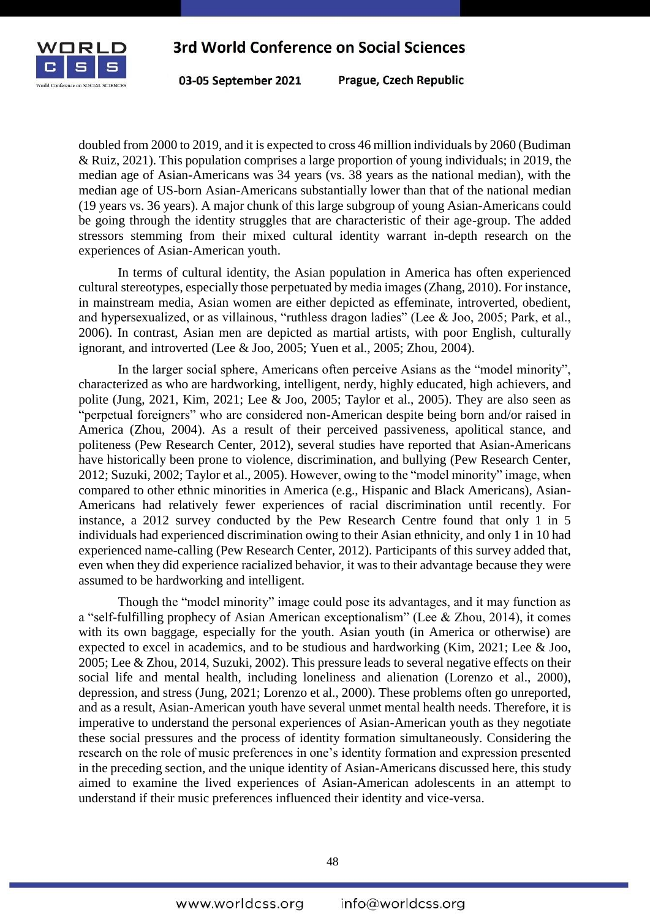doubled from 2000 to 2019, and it is expected to cross 46 million individuals by 2060 (Budiman & Ruiz, 2021). This population comprises a large proportion of young individuals; in 2019, the median age of Asian-Americans was 34 years (vs. 38 years as the national median), with the median age of US-born Asian-Americans substantially lower than that of the national median (19 years vs. 36 years). A major chunk of this large subgroup of young Asian-Americans could be going through the identity struggles that are characteristic of their age-group. The added stressors stemming from their mixed cultural identity warrant in-depth research on the experiences of Asian-American youth.

In terms of cultural identity, the Asian population in America has often experienced cultural stereotypes, especially those perpetuated by media images (Zhang, 2010). For instance, in mainstream media, Asian women are either depicted as effeminate, introverted, obedient, and hypersexualized, or as villainous, "ruthless dragon ladies" (Lee & Joo, 2005; Park, et al., 2006). In contrast, Asian men are depicted as martial artists, with poor English, culturally ignorant, and introverted (Lee & Joo, 2005; Yuen et al., 2005; Zhou, 2004).

In the larger social sphere, Americans often perceive Asians as the "model minority", characterized as who are hardworking, intelligent, nerdy, highly educated, high achievers, and polite (Jung, 2021, Kim, 2021; Lee & Joo, 2005; Taylor et al., 2005). They are also seen as "perpetual foreigners" who are considered non-American despite being born and/or raised in America (Zhou, 2004). As a result of their perceived passiveness, apolitical stance, and politeness (Pew Research Center, 2012), several studies have reported that Asian-Americans have historically been prone to violence, discrimination, and bullying (Pew Research Center, 2012; Suzuki, 2002; Taylor et al., 2005). However, owing to the "model minority" image, when compared to other ethnic minorities in America (e.g., Hispanic and Black Americans), Asian-Americans had relatively fewer experiences of racial discrimination until recently. For instance, a 2012 survey conducted by the Pew Research Centre found that only 1 in 5 individuals had experienced discrimination owing to their Asian ethnicity, and only 1 in 10 had experienced name-calling (Pew Research Center, 2012). Participants of this survey added that, even when they did experience racialized behavior, it was to their advantage because they were assumed to be hardworking and intelligent.

Though the "model minority" image could pose its advantages, and it may function as a "self-fulfilling prophecy of Asian American exceptionalism" (Lee & Zhou, 2014), it comes with its own baggage, especially for the youth. Asian youth (in America or otherwise) are expected to excel in academics, and to be studious and hardworking (Kim, 2021; Lee & Joo, 2005; Lee & Zhou, 2014, Suzuki, 2002). This pressure leads to several negative effects on their social life and mental health, including loneliness and alienation (Lorenzo et al., 2000), depression, and stress (Jung, 2021; Lorenzo et al., 2000). These problems often go unreported, and as a result, Asian-American youth have several unmet mental health needs. Therefore, it is imperative to understand the personal experiences of Asian-American youth as they negotiate these social pressures and the process of identity formation simultaneously. Considering the research on the role of music preferences in one's identity formation and expression presented in the preceding section, and the unique identity of Asian-Americans discussed here, this study aimed to examine the lived experiences of Asian-American adolescents in an attempt to understand if their music preferences influenced their identity and vice-versa.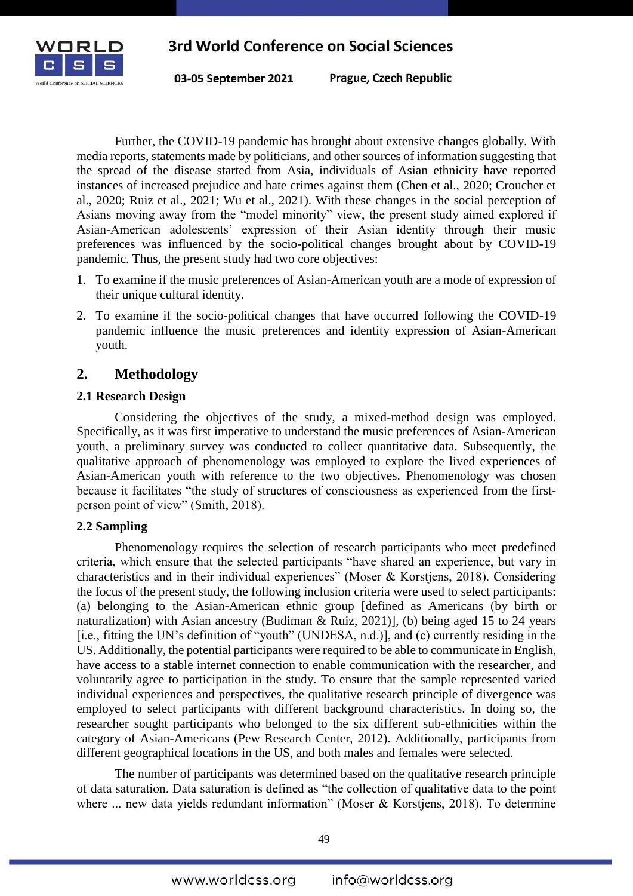Further, the COVID-19 pandemic has brought about extensive changes globally. With media reports, statements made by politicians, and other sources of information suggesting that the spread of the disease started from Asia, individuals of Asian ethnicity have reported instances of increased prejudice and hate crimes against them (Chen et al., 2020; Croucher et al., 2020; Ruiz et al., 2021; Wu et al., 2021). With these changes in the social perception of Asians moving away from the "model minority" view, the present study aimed explored if Asian-American adolescents' expression of their Asian identity through their music preferences was influenced by the socio-political changes brought about by COVID-19 pandemic. Thus, the present study had two core objectives:

1. To examine if the music preferences of Asian-American youth are a mode of expression of their unique cultural identity.
2. To examine if the socio-political changes that have occurred following the COVID-19 pandemic influence the music preferences and identity expression of Asian-American youth.

## 2. Methodology

### 2.1 Research Design

Considering the objectives of the study, a mixed-method design was employed. Specifically, as it was first imperative to understand the music preferences of Asian-American youth, a preliminary survey was conducted to collect quantitative data. Subsequently, the qualitative approach of phenomenology was employed to explore the lived experiences of Asian-American youth with reference to the two objectives. Phenomenology was chosen because it facilitates "the study of structures of consciousness as experienced from the first-person point of view" (Smith, 2018).

### 2.2 Sampling

Phenomenology requires the selection of research participants who meet predefined criteria, which ensure that the selected participants "have shared an experience, but vary in characteristics and in their individual experiences" (Moser & Korstjens, 2018). Considering the focus of the present study, the following inclusion criteria were used to select participants: (a) belonging to the Asian-American ethnic group [defined as Americans (by birth or naturalization) with Asian ancestry (Budiman & Ruiz, 2021)], (b) being aged 15 to 24 years [i.e., fitting the UN's definition of "youth" (UNDESA, n.d.)], and (c) currently residing in the US. Additionally, the potential participants were required to be able to communicate in English, have access to a stable internet connection to enable communication with the researcher, and voluntarily agree to participation in the study. To ensure that the sample represented varied individual experiences and perspectives, the qualitative research principle of divergence was employed to select participants with different background characteristics. In doing so, the researcher sought participants who belonged to the six different sub-ethnicities within the category of Asian-Americans (Pew Research Center, 2012). Additionally, participants from different geographical locations in the US, and both males and females were selected.

The number of participants was determined based on the qualitative research principle of data saturation. Data saturation is defined as "the collection of qualitative data to the point where ... new data yields redundant information" (Moser & Korstjens, 2018). To determine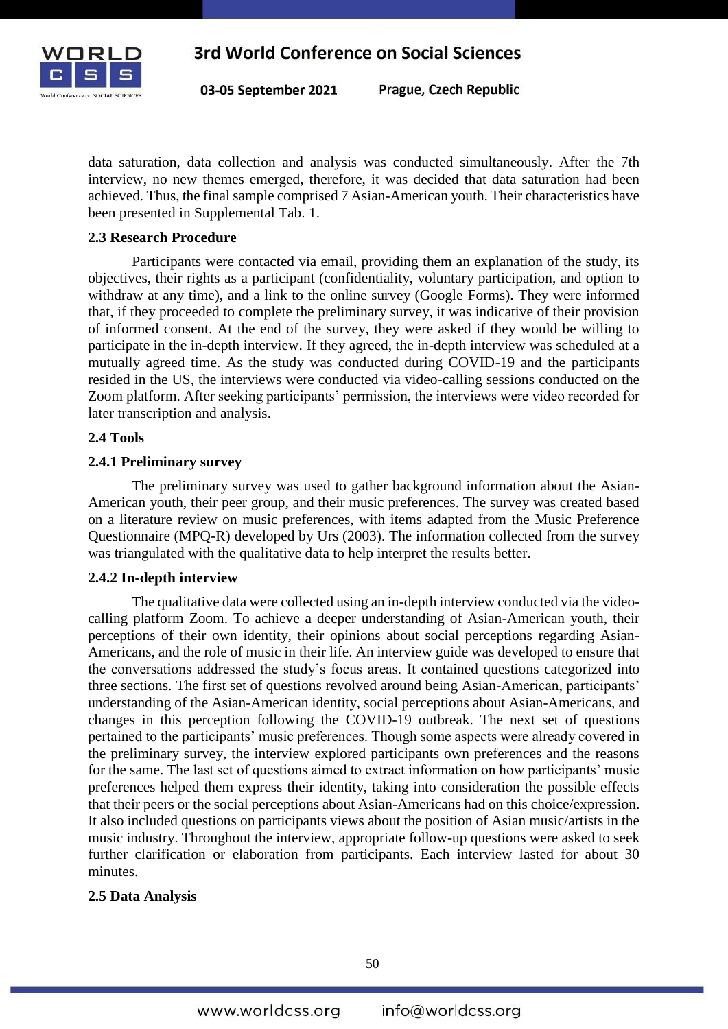data saturation, data collection and analysis was conducted simultaneously. After the 7th interview, no new themes emerged, therefore, it was decided that data saturation had been achieved. Thus, the final sample comprised 7 Asian-American youth. Their characteristics have been presented in Supplemental Tab. 1.

### 2.3 Research Procedure

Participants were contacted via email, providing them an explanation of the study, its objectives, their rights as a participant (confidentiality, voluntary participation, and option to withdraw at any time), and a link to the online survey (Google Forms). They were informed that, if they proceeded to complete the preliminary survey, it was indicative of their provision of informed consent. At the end of the survey, they were asked if they would be willing to participate in the in-depth interview. If they agreed, the in-depth interview was scheduled at a mutually agreed time. As the study was conducted during COVID-19 and the participants resided in the US, the interviews were conducted via video-calling sessions conducted on the Zoom platform. After seeking participants' permission, the interviews were video recorded for later transcription and analysis.

### 2.4 Tools

#### 2.4.1 Preliminary survey

The preliminary survey was used to gather background information about the Asian-American youth, their peer group, and their music preferences. The survey was created based on a literature review on music preferences, with items adapted from the Music Preference Questionnaire (MPQ-R) developed by Urs (2003). The information collected from the survey was triangulated with the qualitative data to help interpret the results better.

#### 2.4.2 In-depth interview

The qualitative data were collected using an in-depth interview conducted via the video-calling platform Zoom. To achieve a deeper understanding of Asian-American youth, their perceptions of their own identity, their opinions about social perceptions regarding Asian-Americans, and the role of music in their life. An interview guide was developed to ensure that the conversations addressed the study's focus areas. It contained questions categorized into three sections. The first set of questions revolved around being Asian-American, participants' understanding of the Asian-American identity, social perceptions about Asian-Americans, and changes in this perception following the COVID-19 outbreak. The next set of questions pertained to the participants' music preferences. Though some aspects were already covered in the preliminary survey, the interview explored participants own preferences and the reasons for the same. The last set of questions aimed to extract information on how participants' music preferences helped them express their identity, taking into consideration the possible effects that their peers or the social perceptions about Asian-Americans had on this choice/expression. It also included questions on participants views about the position of Asian music/artists in the music industry. Throughout the interview, appropriate follow-up questions were asked to seek further clarification or elaboration from participants. Each interview lasted for about 30 minutes.

### 2.5 Data Analysis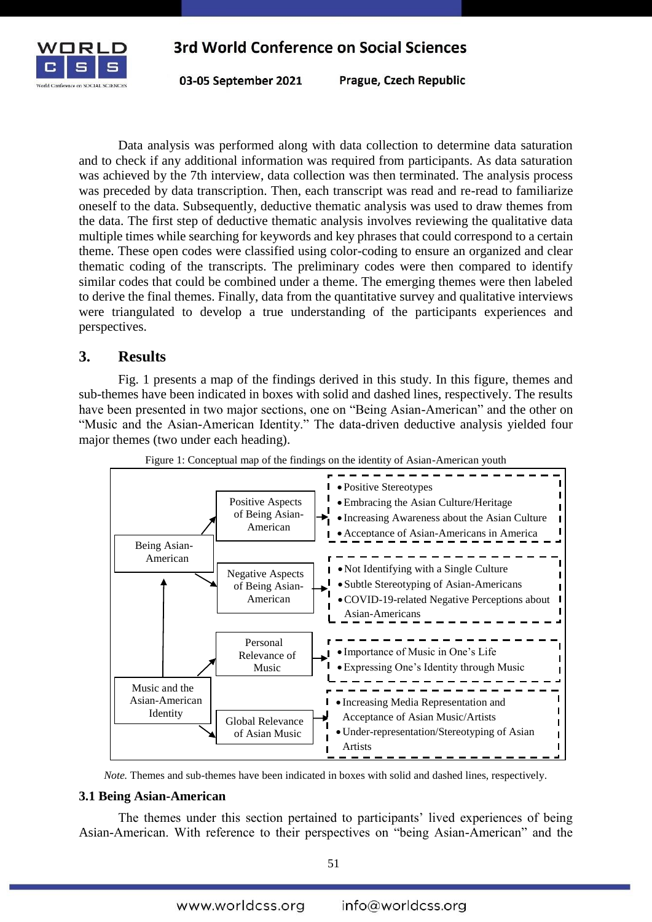Data analysis was performed along with data collection to determine data saturation and to check if any additional information was required from participants. As data saturation was achieved by the 7th interview, data collection was then terminated. The analysis process was preceded by data transcription. Then, each transcript was read and re-read to familiarize oneself to the data. Subsequently, deductive thematic analysis was used to draw themes from the data. The first step of deductive thematic analysis involves reviewing the qualitative data multiple times while searching for keywords and key phrases that could correspond to a certain theme. These open codes were classified using color-coding to ensure an organized and clear thematic coding of the transcripts. The preliminary codes were then compared to identify similar codes that could be combined under a theme. The emerging themes were then labeled to derive the final themes. Finally, data from the quantitative survey and qualitative interviews were triangulated to develop a true understanding of the participants experiences and perspectives.

## 3. Results

Fig. 1 presents a map of the findings derived in this study. In this figure, themes and sub-themes have been indicated in boxes with solid and dashed lines, respectively. The results have been presented in two major sections, one on "Being Asian-American" and the other on "Music and the Asian-American Identity." The data-driven deductive analysis yielded four major themes (two under each heading).

Figure 1: Conceptual map of the findings on the identity of Asian-American youth

- **Being Asian-American**
  - **Positive Aspects of Being Asian-American**
    - Positive Stereotypes
    - Embracing the Asian Culture/Heritage
    - Increasing Awareness about the Asian Culture
    - Acceptance of Asian-Americans in America
  - **Negative Aspects of Being Asian-American**
    - Not Identifying with a Single Culture
    - Subtle Stereotyping of Asian-Americans
    - COVID-19-related Negative Perceptions about Asian-Americans
- **Music and the Asian-American Identity** (→ Being Asian-American)
  - **Personal Relevance of Music**
    - Importance of Music in One's Life
    - Expressing One's Identity through Music
  - **Global Relevance of Asian Music**
    - Increasing Media Representation and Acceptance of Asian Music/Artists
    - Under-representation/Stereotyping of Asian Artists

*Note.* Themes and sub-themes have been indicated in boxes with solid and dashed lines, respectively.

### 3.1 Being Asian-American

The themes under this section pertained to participants' lived experiences of being Asian-American. With reference to their perspectives on "being Asian-American" and the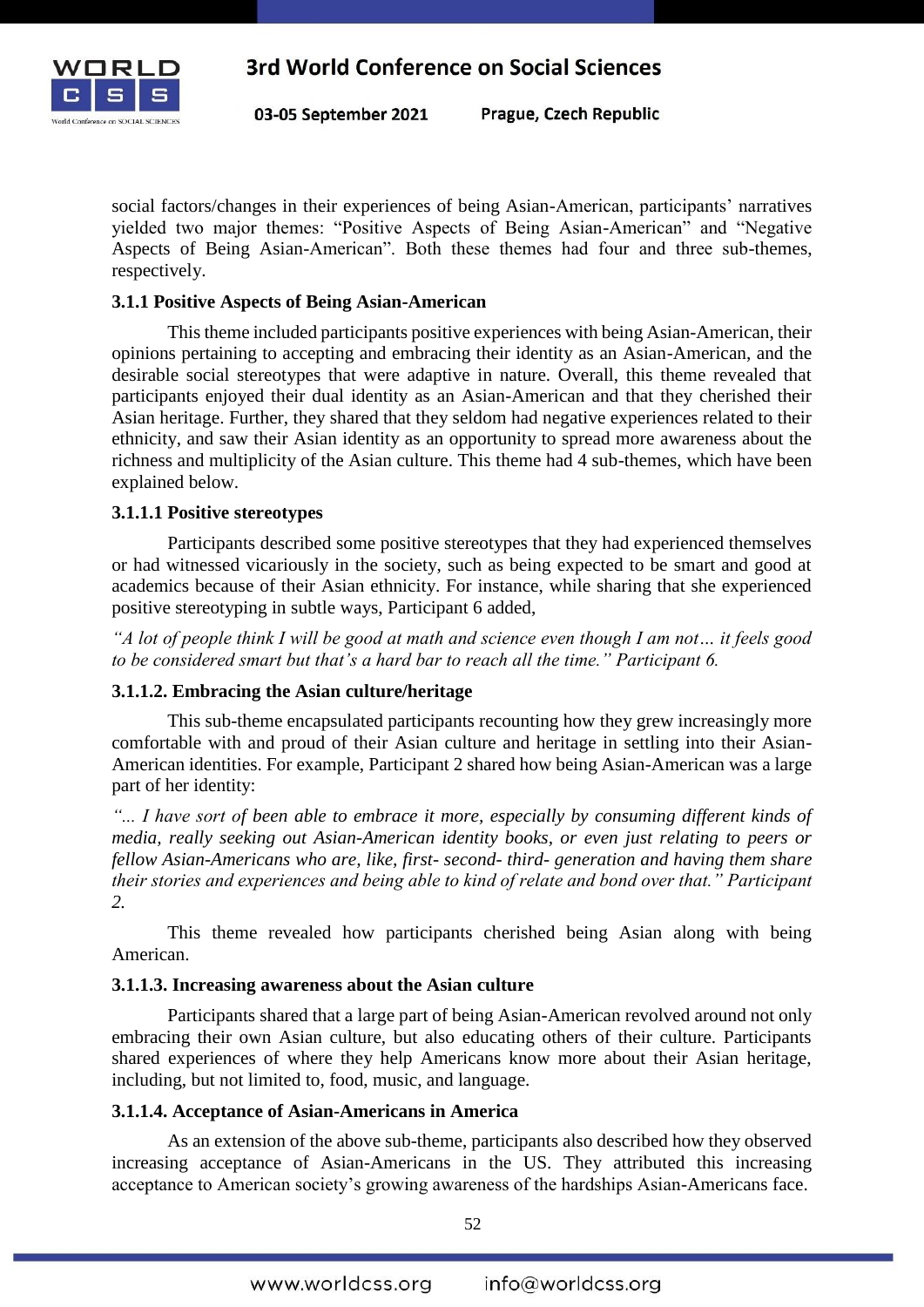social factors/changes in their experiences of being Asian-American, participants' narratives yielded two major themes: "Positive Aspects of Being Asian-American" and "Negative Aspects of Being Asian-American". Both these themes had four and three sub-themes, respectively.

### 3.1.1 Positive Aspects of Being Asian-American

This theme included participants positive experiences with being Asian-American, their opinions pertaining to accepting and embracing their identity as an Asian-American, and the desirable social stereotypes that were adaptive in nature. Overall, this theme revealed that participants enjoyed their dual identity as an Asian-American and that they cherished their Asian heritage. Further, they shared that they seldom had negative experiences related to their ethnicity, and saw their Asian identity as an opportunity to spread more awareness about the richness and multiplicity of the Asian culture. This theme had 4 sub-themes, which have been explained below.

#### 3.1.1.1 Positive stereotypes

Participants described some positive stereotypes that they had experienced themselves or had witnessed vicariously in the society, such as being expected to be smart and good at academics because of their Asian ethnicity. For instance, while sharing that she experienced positive stereotyping in subtle ways, Participant 6 added,

*"A lot of people think I will be good at math and science even though I am not… it feels good to be considered smart but that's a hard bar to reach all the time." Participant 6.*

#### 3.1.1.2. Embracing the Asian culture/heritage

This sub-theme encapsulated participants recounting how they grew increasingly more comfortable with and proud of their Asian culture and heritage in settling into their Asian-American identities. For example, Participant 2 shared how being Asian-American was a large part of her identity:

*"... I have sort of been able to embrace it more, especially by consuming different kinds of media, really seeking out Asian-American identity books, or even just relating to peers or fellow Asian-Americans who are, like, first- second- third- generation and having them share their stories and experiences and being able to kind of relate and bond over that." Participant 2.*

This theme revealed how participants cherished being Asian along with being American.

#### 3.1.1.3. Increasing awareness about the Asian culture

Participants shared that a large part of being Asian-American revolved around not only embracing their own Asian culture, but also educating others of their culture. Participants shared experiences of where they help Americans know more about their Asian heritage, including, but not limited to, food, music, and language.

#### 3.1.1.4. Acceptance of Asian-Americans in America

As an extension of the above sub-theme, participants also described how they observed increasing acceptance of Asian-Americans in the US. They attributed this increasing acceptance to American society's growing awareness of the hardships Asian-Americans face.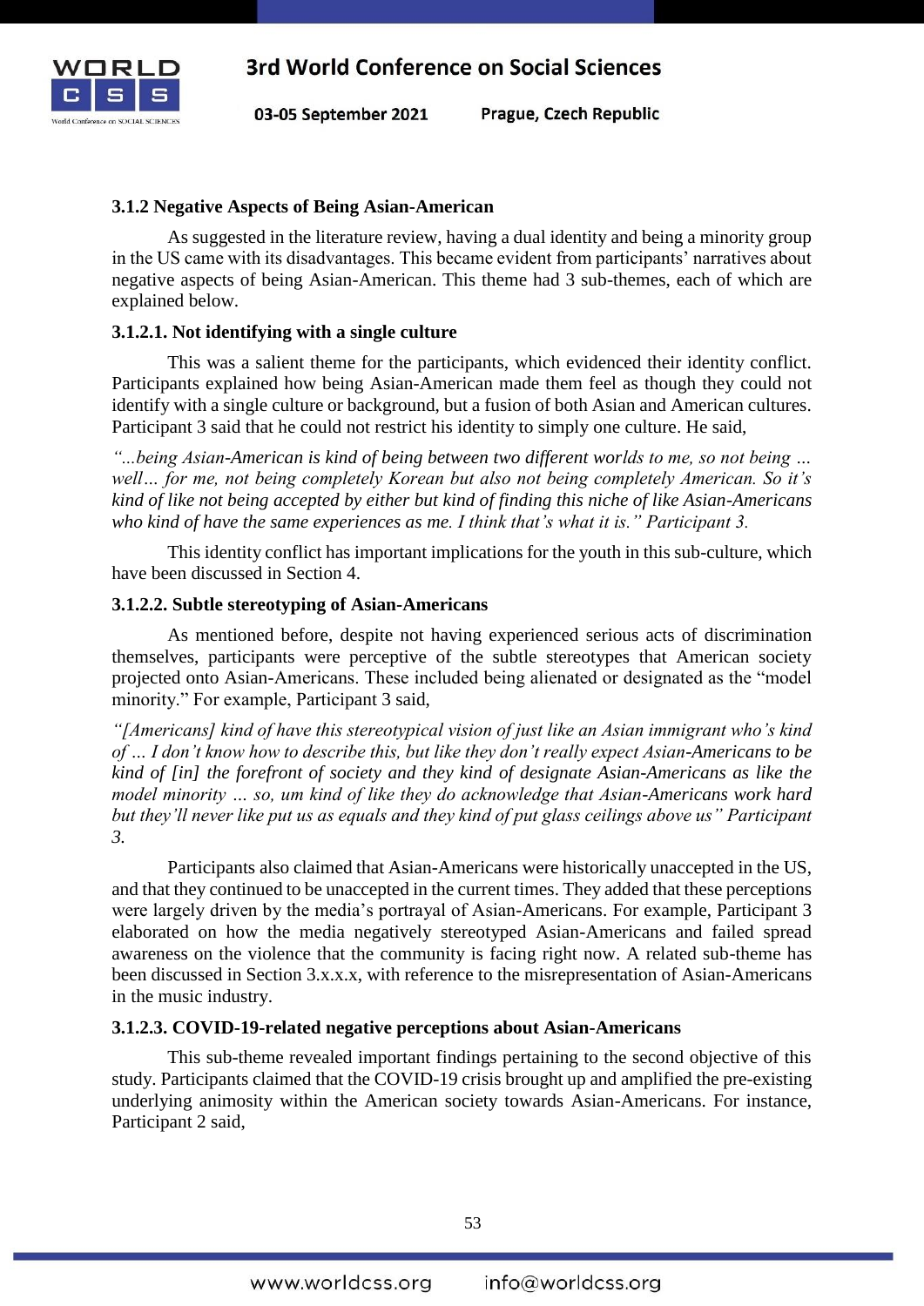### 3.1.2 Negative Aspects of Being Asian-American

As suggested in the literature review, having a dual identity and being a minority group in the US came with its disadvantages. This became evident from participants' narratives about negative aspects of being Asian-American. This theme had 3 sub-themes, each of which are explained below.

#### 3.1.2.1. Not identifying with a single culture

This was a salient theme for the participants, which evidenced their identity conflict. Participants explained how being Asian-American made them feel as though they could not identify with a single culture or background, but a fusion of both Asian and American cultures. Participant 3 said that he could not restrict his identity to simply one culture. He said,

*"...being Asian-American is kind of being between two different worlds to me, so not being … well… for me, not being completely Korean but also not being completely American. So it's kind of like not being accepted by either but kind of finding this niche of like Asian-Americans who kind of have the same experiences as me. I think that's what it is." Participant 3.*

This identity conflict has important implications for the youth in this sub-culture, which have been discussed in Section 4.

#### 3.1.2.2. Subtle stereotyping of Asian-Americans

As mentioned before, despite not having experienced serious acts of discrimination themselves, participants were perceptive of the subtle stereotypes that American society projected onto Asian-Americans. These included being alienated or designated as the "model minority." For example, Participant 3 said,

*"[Americans] kind of have this stereotypical vision of just like an Asian immigrant who's kind of … I don't know how to describe this, but like they don't really expect Asian-Americans to be kind of [in] the forefront of society and they kind of designate Asian-Americans as like the model minority … so, um kind of like they do acknowledge that Asian-Americans work hard but they'll never like put us as equals and they kind of put glass ceilings above us" Participant 3.*

Participants also claimed that Asian-Americans were historically unaccepted in the US, and that they continued to be unaccepted in the current times. They added that these perceptions were largely driven by the media's portrayal of Asian-Americans. For example, Participant 3 elaborated on how the media negatively stereotyped Asian-Americans and failed spread awareness on the violence that the community is facing right now. A related sub-theme has been discussed in Section 3.x.x.x, with reference to the misrepresentation of Asian-Americans in the music industry.

#### 3.1.2.3. COVID-19-related negative perceptions about Asian-Americans

This sub-theme revealed important findings pertaining to the second objective of this study. Participants claimed that the COVID-19 crisis brought up and amplified the pre-existing underlying animosity within the American society towards Asian-Americans. For instance, Participant 2 said,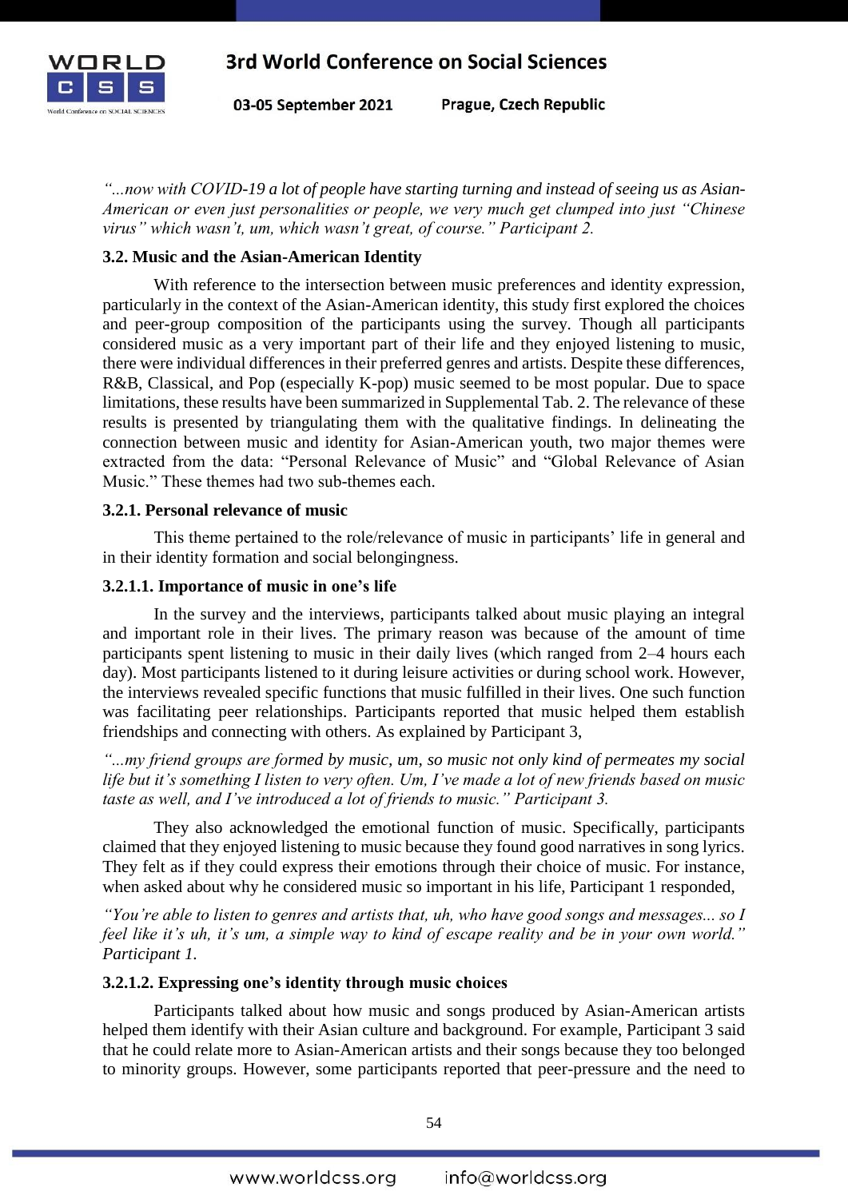*"...now with COVID-19 a lot of people have starting turning and instead of seeing us as Asian-American or even just personalities or people, we very much get clumped into just "Chinese virus" which wasn't, um, which wasn't great, of course." Participant 2.*

### 3.2. Music and the Asian-American Identity

With reference to the intersection between music preferences and identity expression, particularly in the context of the Asian-American identity, this study first explored the choices and peer-group composition of the participants using the survey. Though all participants considered music as a very important part of their life and they enjoyed listening to music, there were individual differences in their preferred genres and artists. Despite these differences, R&B, Classical, and Pop (especially K-pop) music seemed to be most popular. Due to space limitations, these results have been summarized in Supplemental Tab. 2. The relevance of these results is presented by triangulating them with the qualitative findings. In delineating the connection between music and identity for Asian-American youth, two major themes were extracted from the data: "Personal Relevance of Music" and "Global Relevance of Asian Music." These themes had two sub-themes each.

#### 3.2.1. Personal relevance of music

This theme pertained to the role/relevance of music in participants' life in general and in their identity formation and social belongingness.

##### 3.2.1.1. Importance of music in one's life

In the survey and the interviews, participants talked about music playing an integral and important role in their lives. The primary reason was because of the amount of time participants spent listening to music in their daily lives (which ranged from 2–4 hours each day). Most participants listened to it during leisure activities or during school work. However, the interviews revealed specific functions that music fulfilled in their lives. One such function was facilitating peer relationships. Participants reported that music helped them establish friendships and connecting with others. As explained by Participant 3,

*"...my friend groups are formed by music, um, so music not only kind of permeates my social life but it's something I listen to very often. Um, I've made a lot of new friends based on music taste as well, and I've introduced a lot of friends to music." Participant 3.*

They also acknowledged the emotional function of music. Specifically, participants claimed that they enjoyed listening to music because they found good narratives in song lyrics. They felt as if they could express their emotions through their choice of music. For instance, when asked about why he considered music so important in his life, Participant 1 responded,

*"You're able to listen to genres and artists that, uh, who have good songs and messages... so I feel like it's uh, it's um, a simple way to kind of escape reality and be in your own world." Participant 1.*

##### 3.2.1.2. Expressing one's identity through music choices

Participants talked about how music and songs produced by Asian-American artists helped them identify with their Asian culture and background. For example, Participant 3 said that he could relate more to Asian-American artists and their songs because they too belonged to minority groups. However, some participants reported that peer-pressure and the need to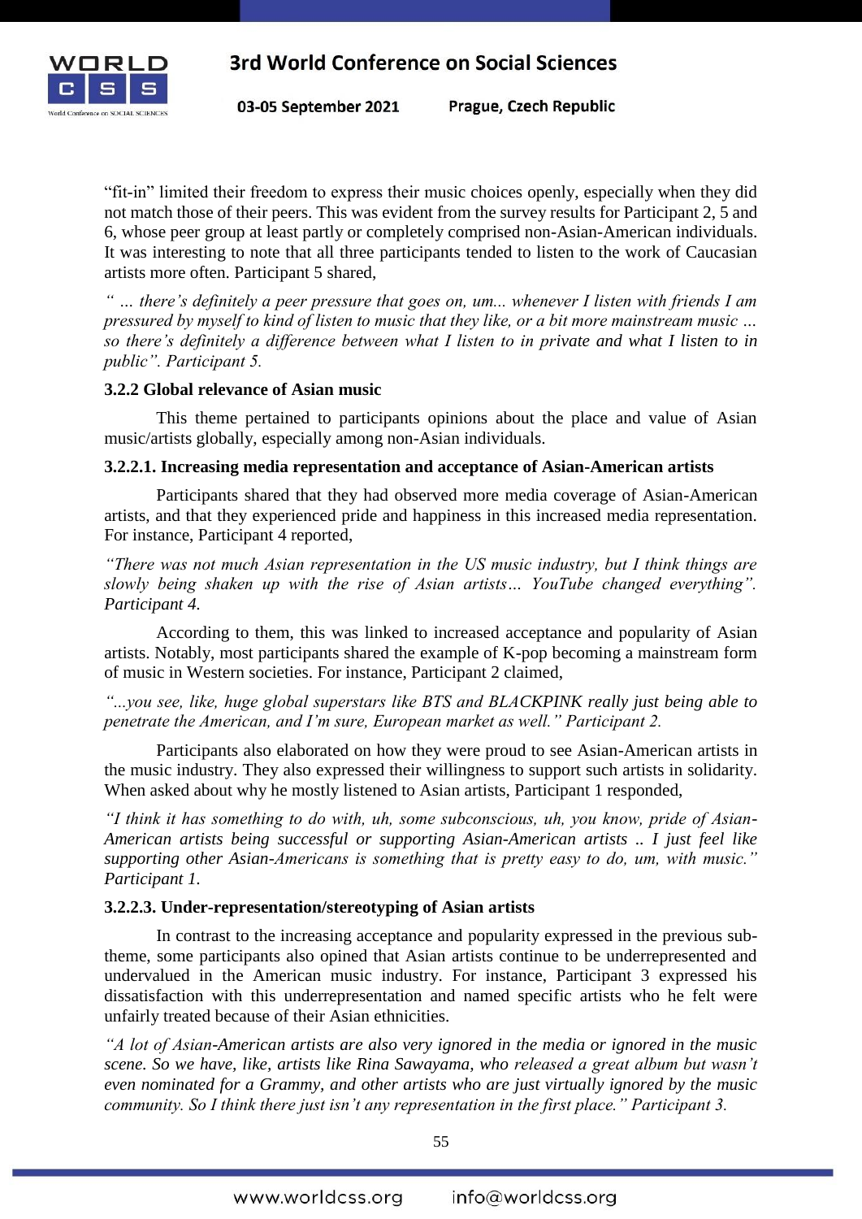"fit-in" limited their freedom to express their music choices openly, especially when they did not match those of their peers. This was evident from the survey results for Participant 2, 5 and 6, whose peer group at least partly or completely comprised non-Asian-American individuals. It was interesting to note that all three participants tended to listen to the work of Caucasian artists more often. Participant 5 shared,

*" … there's definitely a peer pressure that goes on, um... whenever I listen with friends I am pressured by myself to kind of listen to music that they like, or a bit more mainstream music … so there's definitely a difference between what I listen to in private and what I listen to in public". Participant 5.*

### 3.2.2 Global relevance of Asian music

This theme pertained to participants opinions about the place and value of Asian music/artists globally, especially among non-Asian individuals.

#### 3.2.2.1. Increasing media representation and acceptance of Asian-American artists

Participants shared that they had observed more media coverage of Asian-American artists, and that they experienced pride and happiness in this increased media representation. For instance, Participant 4 reported,

*"There was not much Asian representation in the US music industry, but I think things are slowly being shaken up with the rise of Asian artists… YouTube changed everything". Participant 4.*

According to them, this was linked to increased acceptance and popularity of Asian artists. Notably, most participants shared the example of K-pop becoming a mainstream form of music in Western societies. For instance, Participant 2 claimed,

*"...you see, like, huge global superstars like BTS and BLACKPINK really just being able to penetrate the American, and I'm sure, European market as well." Participant 2.*

Participants also elaborated on how they were proud to see Asian-American artists in the music industry. They also expressed their willingness to support such artists in solidarity. When asked about why he mostly listened to Asian artists, Participant 1 responded,

*"I think it has something to do with, uh, some subconscious, uh, you know, pride of Asian-American artists being successful or supporting Asian-American artists .. I just feel like supporting other Asian-Americans is something that is pretty easy to do, um, with music." Participant 1.*

#### 3.2.2.3. Under-representation/stereotyping of Asian artists

In contrast to the increasing acceptance and popularity expressed in the previous sub-theme, some participants also opined that Asian artists continue to be underrepresented and undervalued in the American music industry. For instance, Participant 3 expressed his dissatisfaction with this underrepresentation and named specific artists who he felt were unfairly treated because of their Asian ethnicities.

*"A lot of Asian-American artists are also very ignored in the media or ignored in the music scene. So we have, like, artists like Rina Sawayama, who released a great album but wasn't even nominated for a Grammy, and other artists who are just virtually ignored by the music community. So I think there just isn't any representation in the first place." Participant 3.*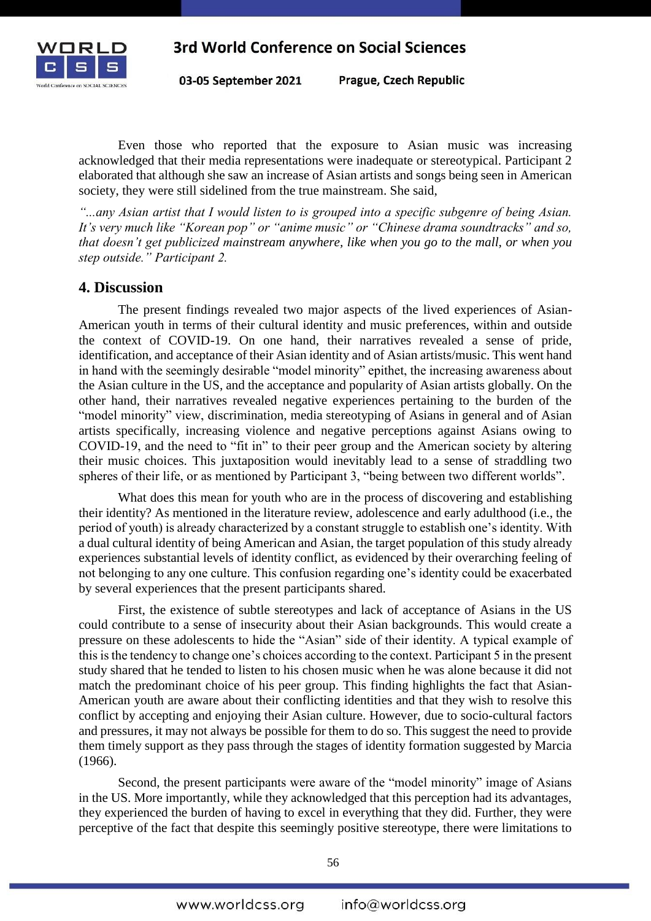Even those who reported that the exposure to Asian music was increasing acknowledged that their media representations were inadequate or stereotypical. Participant 2 elaborated that although she saw an increase of Asian artists and songs being seen in American society, they were still sidelined from the true mainstream. She said,

*"...any Asian artist that I would listen to is grouped into a specific subgenre of being Asian. It's very much like "Korean pop" or "anime music" or "Chinese drama soundtracks" and so, that doesn't get publicized mainstream anywhere, like when you go to the mall, or when you step outside." Participant 2.*

## 4. Discussion

The present findings revealed two major aspects of the lived experiences of Asian-American youth in terms of their cultural identity and music preferences, within and outside the context of COVID-19. On one hand, their narratives revealed a sense of pride, identification, and acceptance of their Asian identity and of Asian artists/music. This went hand in hand with the seemingly desirable "model minority" epithet, the increasing awareness about the Asian culture in the US, and the acceptance and popularity of Asian artists globally. On the other hand, their narratives revealed negative experiences pertaining to the burden of the "model minority" view, discrimination, media stereotyping of Asians in general and of Asian artists specifically, increasing violence and negative perceptions against Asians owing to COVID-19, and the need to "fit in" to their peer group and the American society by altering their music choices. This juxtaposition would inevitably lead to a sense of straddling two spheres of their life, or as mentioned by Participant 3, "being between two different worlds".

What does this mean for youth who are in the process of discovering and establishing their identity? As mentioned in the literature review, adolescence and early adulthood (i.e., the period of youth) is already characterized by a constant struggle to establish one's identity. With a dual cultural identity of being American and Asian, the target population of this study already experiences substantial levels of identity conflict, as evidenced by their overarching feeling of not belonging to any one culture. This confusion regarding one's identity could be exacerbated by several experiences that the present participants shared.

First, the existence of subtle stereotypes and lack of acceptance of Asians in the US could contribute to a sense of insecurity about their Asian backgrounds. This would create a pressure on these adolescents to hide the "Asian" side of their identity. A typical example of this is the tendency to change one's choices according to the context. Participant 5 in the present study shared that he tended to listen to his chosen music when he was alone because it did not match the predominant choice of his peer group. This finding highlights the fact that Asian-American youth are aware about their conflicting identities and that they wish to resolve this conflict by accepting and enjoying their Asian culture. However, due to socio-cultural factors and pressures, it may not always be possible for them to do so. This suggest the need to provide them timely support as they pass through the stages of identity formation suggested by Marcia (1966).

Second, the present participants were aware of the "model minority" image of Asians in the US. More importantly, while they acknowledged that this perception had its advantages, they experienced the burden of having to excel in everything that they did. Further, they were perceptive of the fact that despite this seemingly positive stereotype, there were limitations to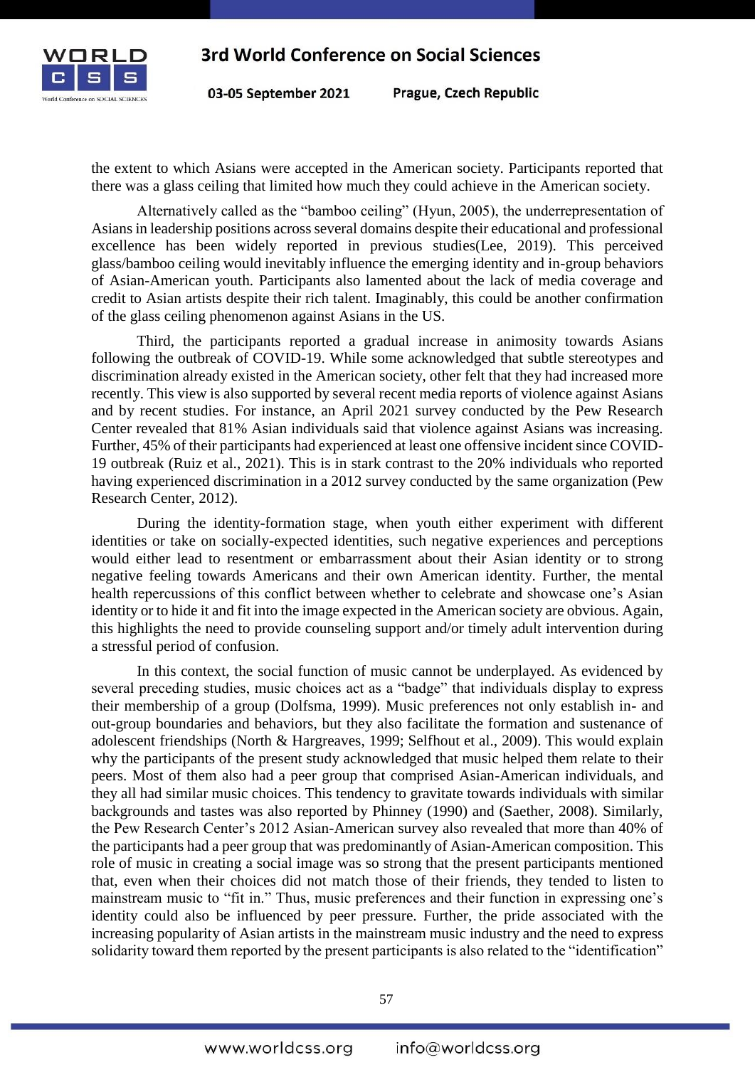the extent to which Asians were accepted in the American society. Participants reported that there was a glass ceiling that limited how much they could achieve in the American society.

Alternatively called as the "bamboo ceiling" (Hyun, 2005), the underrepresentation of Asians in leadership positions across several domains despite their educational and professional excellence has been widely reported in previous studies(Lee, 2019). This perceived glass/bamboo ceiling would inevitably influence the emerging identity and in-group behaviors of Asian-American youth. Participants also lamented about the lack of media coverage and credit to Asian artists despite their rich talent. Imaginably, this could be another confirmation of the glass ceiling phenomenon against Asians in the US.

Third, the participants reported a gradual increase in animosity towards Asians following the outbreak of COVID-19. While some acknowledged that subtle stereotypes and discrimination already existed in the American society, other felt that they had increased more recently. This view is also supported by several recent media reports of violence against Asians and by recent studies. For instance, an April 2021 survey conducted by the Pew Research Center revealed that 81% Asian individuals said that violence against Asians was increasing. Further, 45% of their participants had experienced at least one offensive incident since COVID-19 outbreak (Ruiz et al., 2021). This is in stark contrast to the 20% individuals who reported having experienced discrimination in a 2012 survey conducted by the same organization (Pew Research Center, 2012).

During the identity-formation stage, when youth either experiment with different identities or take on socially-expected identities, such negative experiences and perceptions would either lead to resentment or embarrassment about their Asian identity or to strong negative feeling towards Americans and their own American identity. Further, the mental health repercussions of this conflict between whether to celebrate and showcase one's Asian identity or to hide it and fit into the image expected in the American society are obvious. Again, this highlights the need to provide counseling support and/or timely adult intervention during a stressful period of confusion.

In this context, the social function of music cannot be underplayed. As evidenced by several preceding studies, music choices act as a "badge" that individuals display to express their membership of a group (Dolfsma, 1999). Music preferences not only establish in- and out-group boundaries and behaviors, but they also facilitate the formation and sustenance of adolescent friendships (North & Hargreaves, 1999; Selfhout et al., 2009). This would explain why the participants of the present study acknowledged that music helped them relate to their peers. Most of them also had a peer group that comprised Asian-American individuals, and they all had similar music choices. This tendency to gravitate towards individuals with similar backgrounds and tastes was also reported by Phinney (1990) and (Saether, 2008). Similarly, the Pew Research Center's 2012 Asian-American survey also revealed that more than 40% of the participants had a peer group that was predominantly of Asian-American composition. This role of music in creating a social image was so strong that the present participants mentioned that, even when their choices did not match those of their friends, they tended to listen to mainstream music to "fit in." Thus, music preferences and their function in expressing one's identity could also be influenced by peer pressure. Further, the pride associated with the increasing popularity of Asian artists in the mainstream music industry and the need to express solidarity toward them reported by the present participants is also related to the "identification"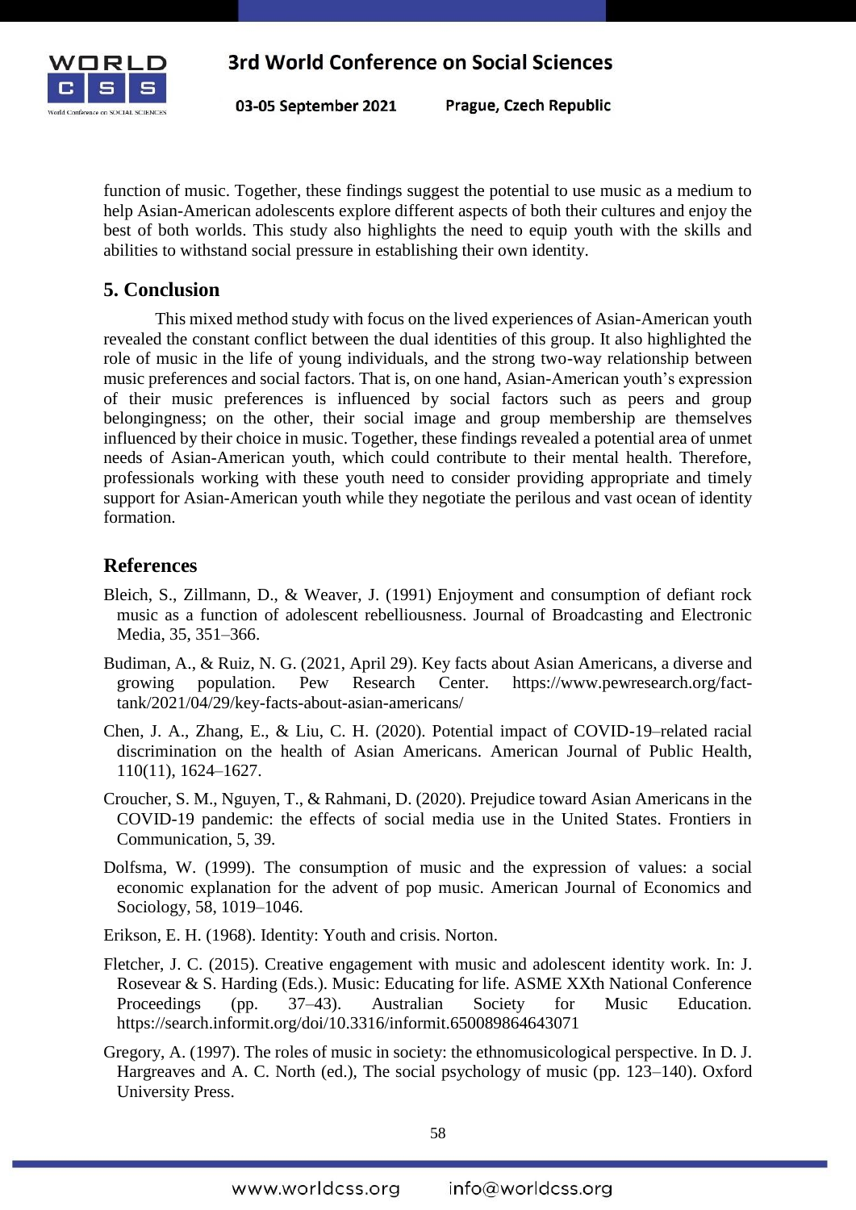function of music. Together, these findings suggest the potential to use music as a medium to help Asian-American adolescents explore different aspects of both their cultures and enjoy the best of both worlds. This study also highlights the need to equip youth with the skills and abilities to withstand social pressure in establishing their own identity.

## 5. Conclusion

This mixed method study with focus on the lived experiences of Asian-American youth revealed the constant conflict between the dual identities of this group. It also highlighted the role of music in the life of young individuals, and the strong two-way relationship between music preferences and social factors. That is, on one hand, Asian-American youth's expression of their music preferences is influenced by social factors such as peers and group belongingness; on the other, their social image and group membership are themselves influenced by their choice in music. Together, these findings revealed a potential area of unmet needs of Asian-American youth, which could contribute to their mental health. Therefore, professionals working with these youth need to consider providing appropriate and timely support for Asian-American youth while they negotiate the perilous and vast ocean of identity formation.

## References

Bleich, S., Zillmann, D., & Weaver, J. (1991) Enjoyment and consumption of defiant rock music as a function of adolescent rebelliousness. Journal of Broadcasting and Electronic Media, 35, 351–366.

Budiman, A., & Ruiz, N. G. (2021, April 29). Key facts about Asian Americans, a diverse and growing population. Pew Research Center. https://www.pewresearch.org/fact-tank/2021/04/29/key-facts-about-asian-americans/

Chen, J. A., Zhang, E., & Liu, C. H. (2020). Potential impact of COVID-19–related racial discrimination on the health of Asian Americans. American Journal of Public Health, 110(11), 1624–1627.

Croucher, S. M., Nguyen, T., & Rahmani, D. (2020). Prejudice toward Asian Americans in the COVID-19 pandemic: the effects of social media use in the United States. Frontiers in Communication, 5, 39.

Dolfsma, W. (1999). The consumption of music and the expression of values: a social economic explanation for the advent of pop music. American Journal of Economics and Sociology, 58, 1019–1046.

Erikson, E. H. (1968). Identity: Youth and crisis. Norton.

Fletcher, J. C. (2015). Creative engagement with music and adolescent identity work. In: J. Rosevear & S. Harding (Eds.). Music: Educating for life. ASME XXth National Conference Proceedings (pp. 37–43). Australian Society for Music Education. https://search.informit.org/doi/10.3316/informit.650089864643071

Gregory, A. (1997). The roles of music in society: the ethnomusicological perspective. In D. J. Hargreaves and A. C. North (ed.), The social psychology of music (pp. 123–140). Oxford University Press.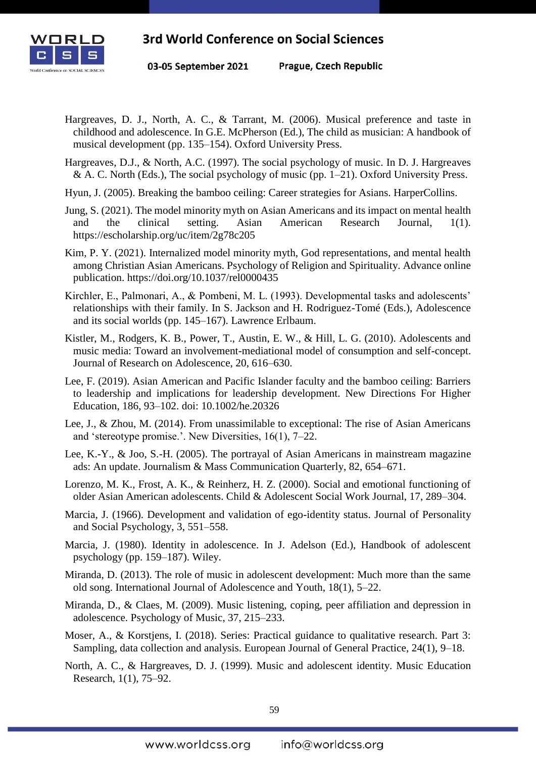Hargreaves, D. J., North, A. C., & Tarrant, M. (2006). Musical preference and taste in childhood and adolescence. In G.E. McPherson (Ed.), The child as musician: A handbook of musical development (pp. 135–154). Oxford University Press.

Hargreaves, D.J., & North, A.C. (1997). The social psychology of music. In D. J. Hargreaves & A. C. North (Eds.), The social psychology of music (pp. 1–21). Oxford University Press.

Hyun, J. (2005). Breaking the bamboo ceiling: Career strategies for Asians. HarperCollins.

Jung, S. (2021). The model minority myth on Asian Americans and its impact on mental health and the clinical setting. Asian American Research Journal, 1(1). https://escholarship.org/uc/item/2g78c205

Kim, P. Y. (2021). Internalized model minority myth, God representations, and mental health among Christian Asian Americans. Psychology of Religion and Spirituality. Advance online publication. https://doi.org/10.1037/rel0000435

Kirchler, E., Palmonari, A., & Pombeni, M. L. (1993). Developmental tasks and adolescents' relationships with their family. In S. Jackson and H. Rodriguez-Tomé (Eds.), Adolescence and its social worlds (pp. 145–167). Lawrence Erlbaum.

Kistler, M., Rodgers, K. B., Power, T., Austin, E. W., & Hill, L. G. (2010). Adolescents and music media: Toward an involvement-mediational model of consumption and self-concept. Journal of Research on Adolescence, 20, 616–630.

Lee, F. (2019). Asian American and Pacific Islander faculty and the bamboo ceiling: Barriers to leadership and implications for leadership development. New Directions For Higher Education, 186, 93–102. doi: 10.1002/he.20326

Lee, J., & Zhou, M. (2014). From unassimilable to exceptional: The rise of Asian Americans and 'stereotype promise.'. New Diversities, 16(1), 7–22.

Lee, K.-Y., & Joo, S.-H. (2005). The portrayal of Asian Americans in mainstream magazine ads: An update. Journalism & Mass Communication Quarterly, 82, 654–671.

Lorenzo, M. K., Frost, A. K., & Reinherz, H. Z. (2000). Social and emotional functioning of older Asian American adolescents. Child & Adolescent Social Work Journal, 17, 289–304.

Marcia, J. (1966). Development and validation of ego-identity status. Journal of Personality and Social Psychology, 3, 551–558.

Marcia, J. (1980). Identity in adolescence. In J. Adelson (Ed.), Handbook of adolescent psychology (pp. 159–187). Wiley.

Miranda, D. (2013). The role of music in adolescent development: Much more than the same old song. International Journal of Adolescence and Youth, 18(1), 5–22.

Miranda, D., & Claes, M. (2009). Music listening, coping, peer affiliation and depression in adolescence. Psychology of Music, 37, 215–233.

Moser, A., & Korstjens, I. (2018). Series: Practical guidance to qualitative research. Part 3: Sampling, data collection and analysis. European Journal of General Practice, 24(1), 9–18.

North, A. C., & Hargreaves, D. J. (1999). Music and adolescent identity. Music Education Research, 1(1), 75–92.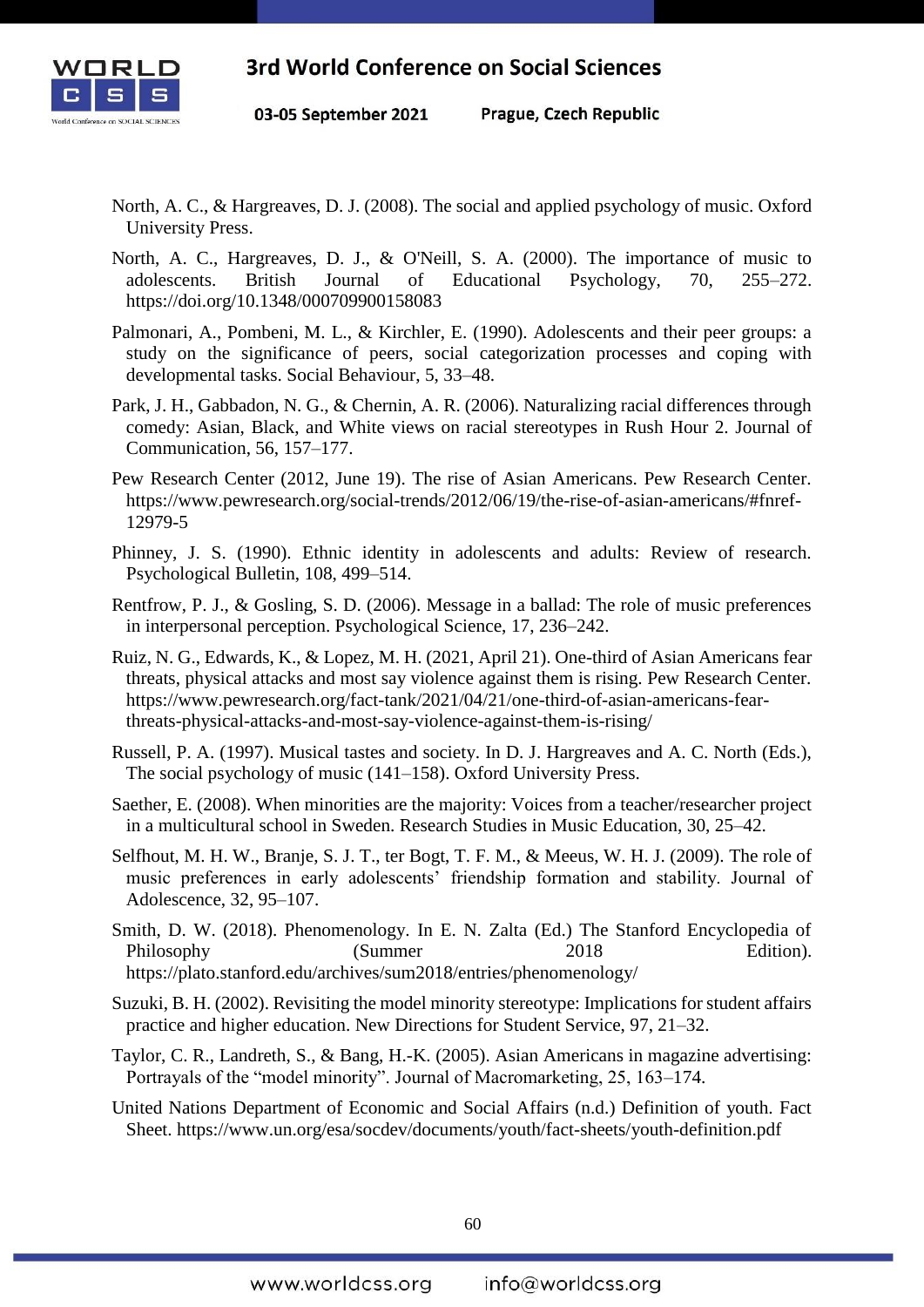North, A. C., & Hargreaves, D. J. (2008). The social and applied psychology of music. Oxford University Press.

North, A. C., Hargreaves, D. J., & O'Neill, S. A. (2000). The importance of music to adolescents. British Journal of Educational Psychology, 70, 255–272. https://doi.org/10.1348/000709900158083

Palmonari, A., Pombeni, M. L., & Kirchler, E. (1990). Adolescents and their peer groups: a study on the significance of peers, social categorization processes and coping with developmental tasks. Social Behaviour, 5, 33–48.

Park, J. H., Gabbadon, N. G., & Chernin, A. R. (2006). Naturalizing racial differences through comedy: Asian, Black, and White views on racial stereotypes in Rush Hour 2. Journal of Communication, 56, 157–177.

Pew Research Center (2012, June 19). The rise of Asian Americans. Pew Research Center. https://www.pewresearch.org/social-trends/2012/06/19/the-rise-of-asian-americans/#fnref-12979-5

Phinney, J. S. (1990). Ethnic identity in adolescents and adults: Review of research. Psychological Bulletin, 108, 499–514.

Rentfrow, P. J., & Gosling, S. D. (2006). Message in a ballad: The role of music preferences in interpersonal perception. Psychological Science, 17, 236–242.

Ruiz, N. G., Edwards, K., & Lopez, M. H. (2021, April 21). One-third of Asian Americans fear threats, physical attacks and most say violence against them is rising. Pew Research Center. https://www.pewresearch.org/fact-tank/2021/04/21/one-third-of-asian-americans-fear-threats-physical-attacks-and-most-say-violence-against-them-is-rising/

Russell, P. A. (1997). Musical tastes and society. In D. J. Hargreaves and A. C. North (Eds.), The social psychology of music (141–158). Oxford University Press.

Saether, E. (2008). When minorities are the majority: Voices from a teacher/researcher project in a multicultural school in Sweden. Research Studies in Music Education, 30, 25–42.

Selfhout, M. H. W., Branje, S. J. T., ter Bogt, T. F. M., & Meeus, W. H. J. (2009). The role of music preferences in early adolescents' friendship formation and stability. Journal of Adolescence, 32, 95–107.

Smith, D. W. (2018). Phenomenology. In E. N. Zalta (Ed.) The Stanford Encyclopedia of Philosophy (Summer 2018 Edition). https://plato.stanford.edu/archives/sum2018/entries/phenomenology/

Suzuki, B. H. (2002). Revisiting the model minority stereotype: Implications for student affairs practice and higher education. New Directions for Student Service, 97, 21–32.

Taylor, C. R., Landreth, S., & Bang, H.-K. (2005). Asian Americans in magazine advertising: Portrayals of the "model minority". Journal of Macromarketing, 25, 163–174.

United Nations Department of Economic and Social Affairs (n.d.) Definition of youth. Fact Sheet. https://www.un.org/esa/socdev/documents/youth/fact-sheets/youth-definition.pdf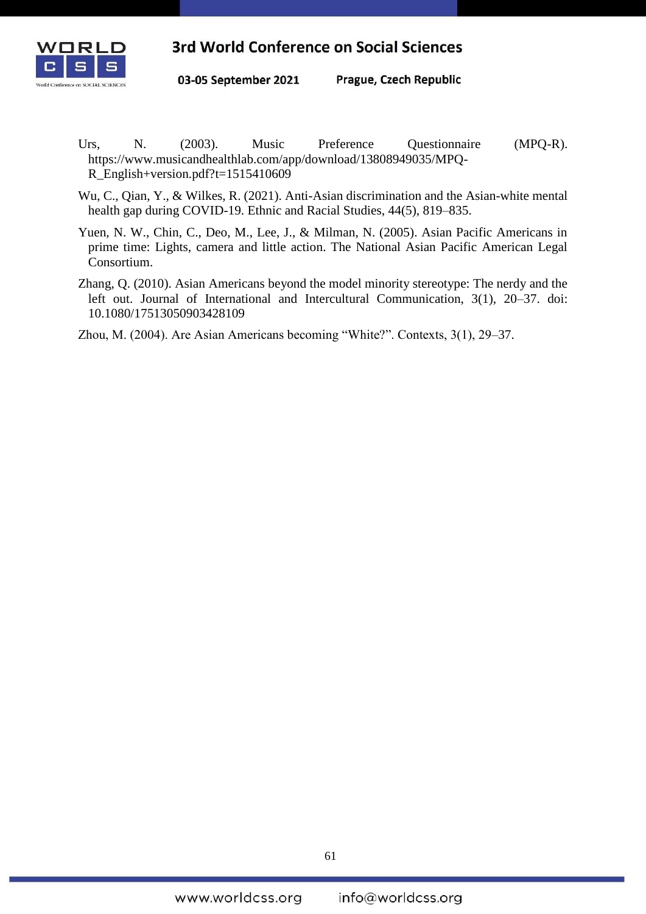Urs, N. (2003). Music Preference Questionnaire (MPQ-R). https://www.musicandhealthlab.com/app/download/13808949035/MPQ-R_English+version.pdf?t=1515410609

Wu, C., Qian, Y., & Wilkes, R. (2021). Anti-Asian discrimination and the Asian-white mental health gap during COVID-19. Ethnic and Racial Studies, 44(5), 819–835.

Yuen, N. W., Chin, C., Deo, M., Lee, J., & Milman, N. (2005). Asian Pacific Americans in prime time: Lights, camera and little action. The National Asian Pacific American Legal Consortium.

Zhang, Q. (2010). Asian Americans beyond the model minority stereotype: The nerdy and the left out. Journal of International and Intercultural Communication, 3(1), 20–37. doi: 10.1080/17513050903428109

Zhou, M. (2004). Are Asian Americans becoming "White?". Contexts, 3(1), 29–37.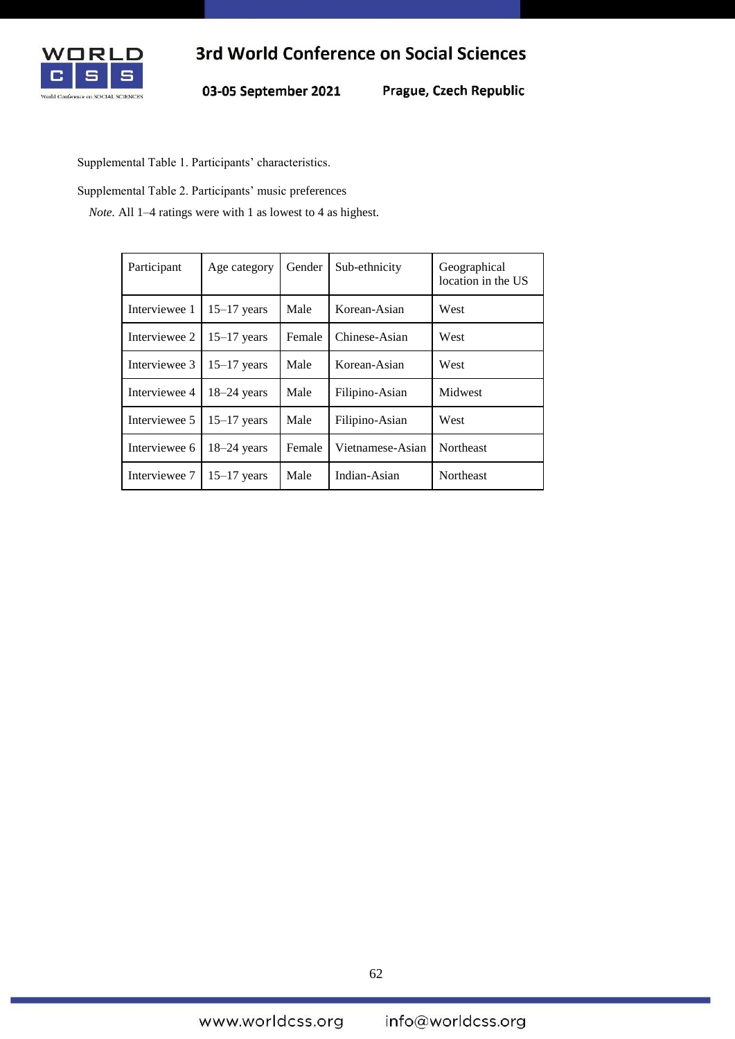Supplemental Table 1. Participants' characteristics.

Supplemental Table 2. Participants' music preferences

*Note.* All 1–4 ratings were with 1 as lowest to 4 as highest.

| Participant | Age category | Gender | Sub-ethnicity | Geographical location in the US |
|---|---|---|---|---|
| Interviewee 1 | 15–17 years | Male | Korean-Asian | West |
| Interviewee 2 | 15–17 years | Female | Chinese-Asian | West |
| Interviewee 3 | 15–17 years | Male | Korean-Asian | West |
| Interviewee 4 | 18–24 years | Male | Filipino-Asian | Midwest |
| Interviewee 5 | 15–17 years | Male | Filipino-Asian | West |
| Interviewee 6 | 18–24 years | Female | Vietnamese-Asian | Northeast |
| Interviewee 7 | 15–17 years | Male | Indian-Asian | Northeast |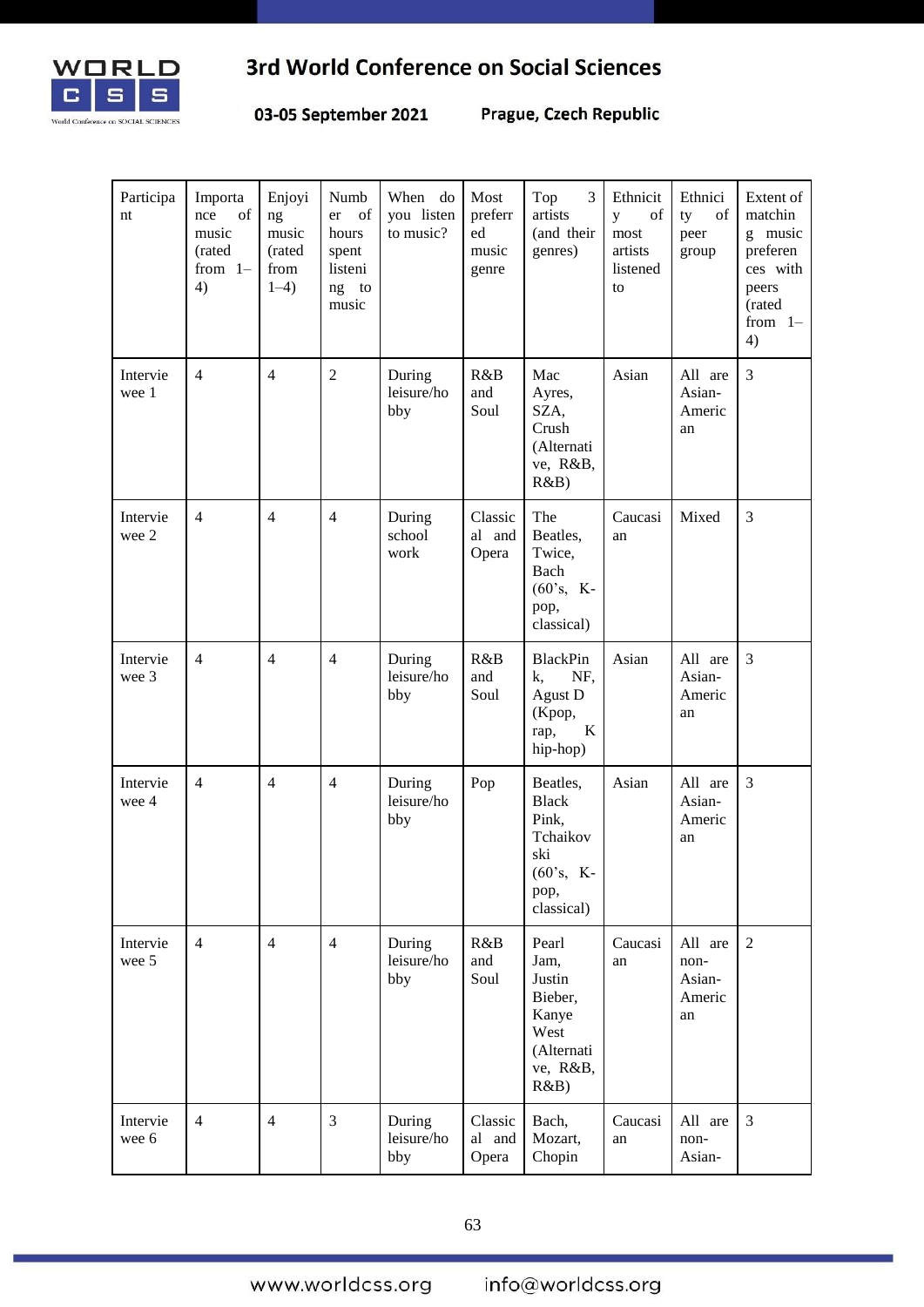| Participant | Importance of music (rated from 1–4) | Enjoying music (rated from 1–4) | Number of hours spent listening to music | When do you listen to music? | Most preferred music genre | Top 3 artists (and their genres) | Ethnicity of most artists listened to | Ethnicity of peer group | Extent of matching music preferences with peers (rated from 1–4) |
|---|---|---|---|---|---|---|---|---|---|
| Interviewee 1 | 4 | 4 | 2 | During leisure/hobby | R&B and Soul | Mac Ayres, SZA, Crush (Alternative, R&B, R&B) | Asian | All are Asian-American | 3 |
| Interviewee 2 | 4 | 4 | 4 | During school work | Classical and Opera | The Beatles, Twice, Bach (60's, K-pop, classical) | Caucasian | Mixed | 3 |
| Interviewee 3 | 4 | 4 | 4 | During leisure/hobby | R&B and Soul | BlackPink, NF, Agust D (Kpop, rap, K hip-hop) | Asian | All are Asian-American | 3 |
| Interviewee 4 | 4 | 4 | 4 | During leisure/hobby | Pop | Beatles, Black Pink, Tchaikovski (60's, K-pop, classical) | Asian | All are Asian-American | 3 |
| Interviewee 5 | 4 | 4 | 4 | During leisure/hobby | R&B and Soul | Pearl Jam, Justin Bieber, Kanye West (Alternative, R&B, R&B) | Caucasian | All are non-Asian-American | 2 |
| Interviewee 6 | 4 | 4 | 3 | During leisure/hobby | Classical and Opera | Bach, Mozart, Chopin | Caucasian | All are non-Asian- | 3 |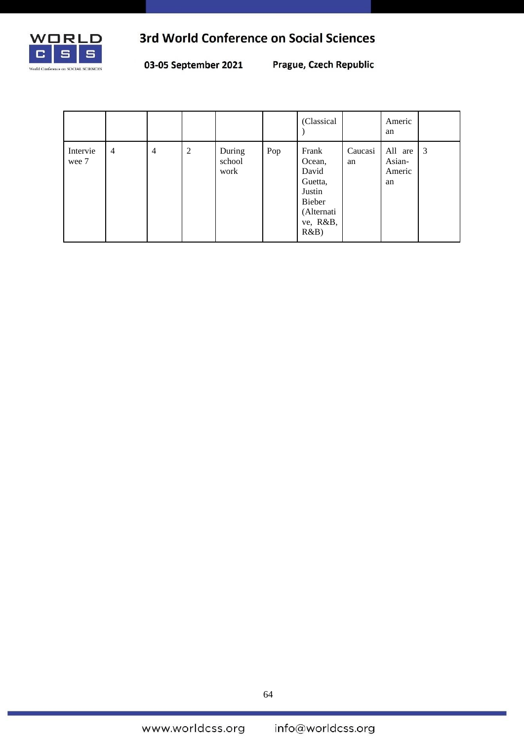| | | | | | | | | | |
|---|---|---|---|---|---|---|---|---|---|
| | | | | | | (Classical) | | American | |
| Interviewee 7 | 4 | 4 | 2 | During school work | Pop | Frank Ocean, David Guetta, Justin Bieber (Alternative, R&B, R&B) | Caucasian | All are Asian-American | 3 |